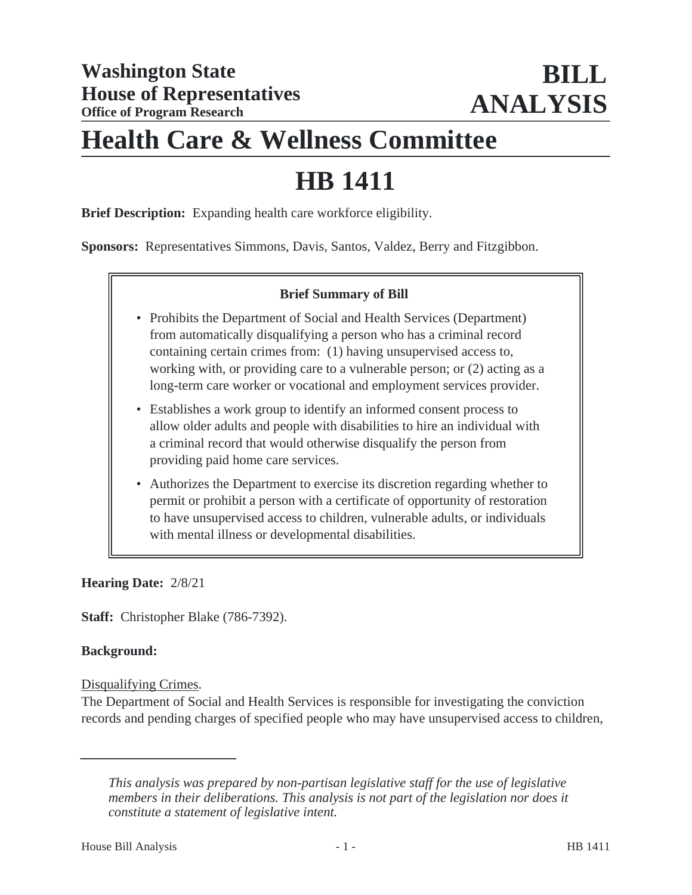# Washington State House of Representatives

**Office of Program Research**

# BILL ANALYSIS

# Health Care & Wellness Committee

# HB 1411

**Brief Description:** Expanding health care workforce eligibility.

**Sponsors:** Representatives Simmons, Davis, Santos, Valdez, Berry and Fitzgibbon.

### Brief Summary of Bill

- Prohibits the Department of Social and Health Services (Department) from automatically disqualifying a person who has a criminal record containing certain crimes from: (1) having unsupervised access to, working with, or providing care to a vulnerable person; or (2) acting as a long-term care worker or vocational and employment services provider.
- Establishes a work group to identify an informed consent process to allow older adults and people with disabilities to hire an individual with a criminal record that would otherwise disqualify the person from providing paid home care services.
- Authorizes the Department to exercise its discretion regarding whether to permit or prohibit a person with a certificate of opportunity of restoration to have unsupervised access to children, vulnerable adults, or individuals with mental illness or developmental disabilities.

**Hearing Date:** 2/8/21

**Staff:** Christopher Blake (786-7392).

**Background:**

Disqualifying Crimes.

The Department of Social and Health Services is responsible for investigating the conviction records and pending charges of specified people who may have unsupervised access to children,

*This analysis was prepared by non-partisan legislative staff for the use of legislative members in their deliberations. This analysis is not part of the legislation nor does it constitute a statement of legislative intent.*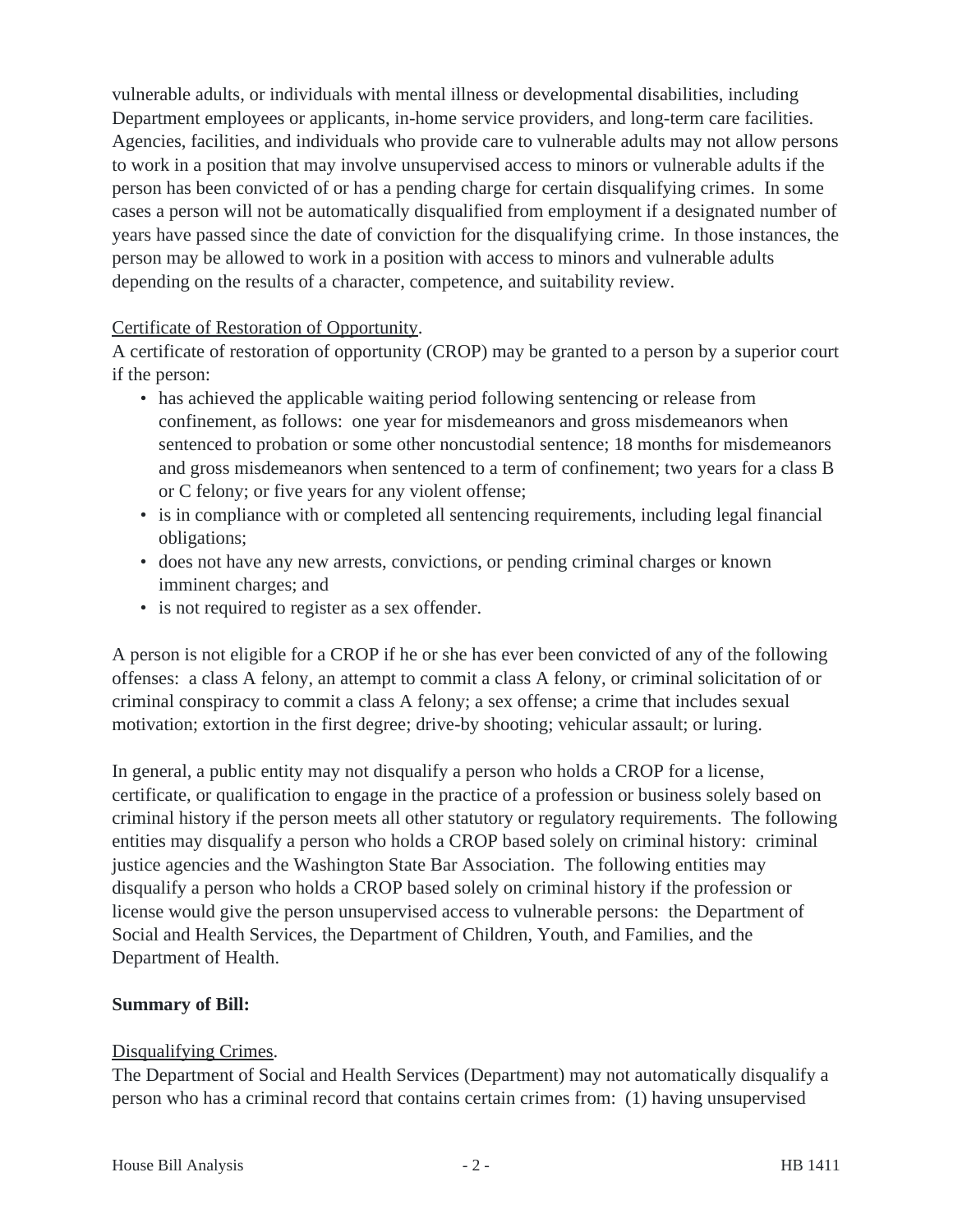vulnerable adults, or individuals with mental illness or developmental disabilities, including Department employees or applicants, in-home service providers, and long-term care facilities. Agencies, facilities, and individuals who provide care to vulnerable adults may not allow persons to work in a position that may involve unsupervised access to minors or vulnerable adults if the person has been convicted of or has a pending charge for certain disqualifying crimes. In some cases a person will not be automatically disqualified from employment if a designated number of years have passed since the date of conviction for the disqualifying crime. In those instances, the person may be allowed to work in a position with access to minors and vulnerable adults depending on the results of a character, competence, and suitability review.

Certificate of Restoration of Opportunity.

A certificate of restoration of opportunity (CROP) may be granted to a person by a superior court if the person:

- has achieved the applicable waiting period following sentencing or release from confinement, as follows: one year for misdemeanors and gross misdemeanors when sentenced to probation or some other noncustodial sentence; 18 months for misdemeanors and gross misdemeanors when sentenced to a term of confinement; two years for a class B or C felony; or five years for any violent offense;
- is in compliance with or completed all sentencing requirements, including legal financial obligations;
- does not have any new arrests, convictions, or pending criminal charges or known imminent charges; and
- is not required to register as a sex offender.

A person is not eligible for a CROP if he or she has ever been convicted of any of the following offenses: a class A felony, an attempt to commit a class A felony, or criminal solicitation of or criminal conspiracy to commit a class A felony; a sex offense; a crime that includes sexual motivation; extortion in the first degree; drive-by shooting; vehicular assault; or luring.

In general, a public entity may not disqualify a person who holds a CROP for a license, certificate, or qualification to engage in the practice of a profession or business solely based on criminal history if the person meets all other statutory or regulatory requirements. The following entities may disqualify a person who holds a CROP based solely on criminal history: criminal justice agencies and the Washington State Bar Association. The following entities may disqualify a person who holds a CROP based solely on criminal history if the profession or license would give the person unsupervised access to vulnerable persons: the Department of Social and Health Services, the Department of Children, Youth, and Families, and the Department of Health.

**Summary of Bill:**

Disqualifying Crimes.

The Department of Social and Health Services (Department) may not automatically disqualify a person who has a criminal record that contains certain crimes from: (1) having unsupervised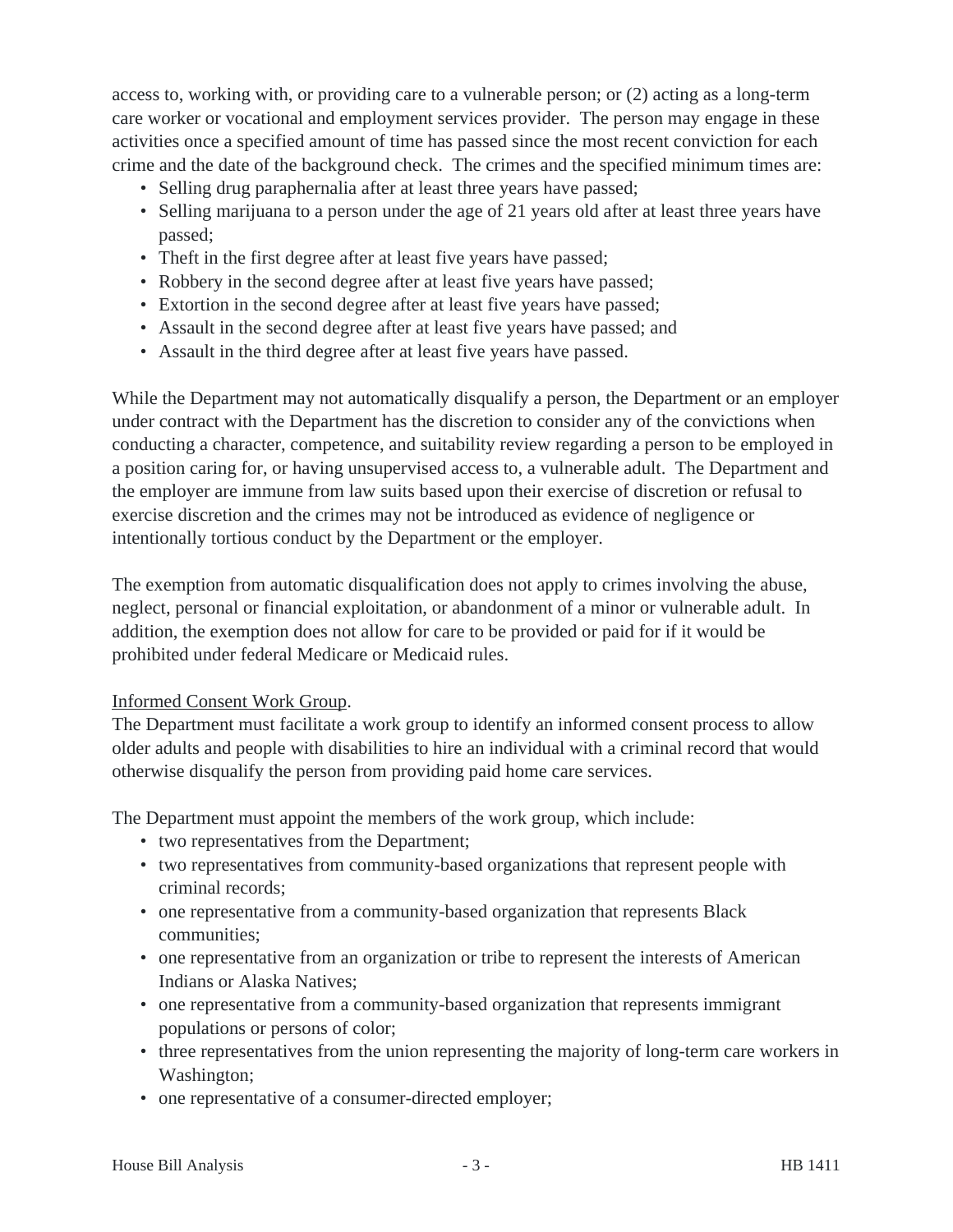access to, working with, or providing care to a vulnerable person; or (2) acting as a long-term care worker or vocational and employment services provider. The person may engage in these activities once a specified amount of time has passed since the most recent conviction for each crime and the date of the background check. The crimes and the specified minimum times are:

- Selling drug paraphernalia after at least three years have passed;
- Selling marijuana to a person under the age of 21 years old after at least three years have passed;
- Theft in the first degree after at least five years have passed;
- Robbery in the second degree after at least five years have passed;
- Extortion in the second degree after at least five years have passed;
- Assault in the second degree after at least five years have passed; and
- Assault in the third degree after at least five years have passed.

While the Department may not automatically disqualify a person, the Department or an employer under contract with the Department has the discretion to consider any of the convictions when conducting a character, competence, and suitability review regarding a person to be employed in a position caring for, or having unsupervised access to, a vulnerable adult. The Department and the employer are immune from law suits based upon their exercise of discretion or refusal to exercise discretion and the crimes may not be introduced as evidence of negligence or intentionally tortious conduct by the Department or the employer.

The exemption from automatic disqualification does not apply to crimes involving the abuse, neglect, personal or financial exploitation, or abandonment of a minor or vulnerable adult. In addition, the exemption does not allow for care to be provided or paid for if it would be prohibited under federal Medicare or Medicaid rules.

<u>Informed Consent Work Group</u>.

The Department must facilitate a work group to identify an informed consent process to allow older adults and people with disabilities to hire an individual with a criminal record that would otherwise disqualify the person from providing paid home care services.

The Department must appoint the members of the work group, which include:

- two representatives from the Department;
- two representatives from community-based organizations that represent people with criminal records;
- one representative from a community-based organization that represents Black communities;
- one representative from an organization or tribe to represent the interests of American Indians or Alaska Natives;
- one representative from a community-based organization that represents immigrant populations or persons of color;
- three representatives from the union representing the majority of long-term care workers in Washington;
- one representative of a consumer-directed employer;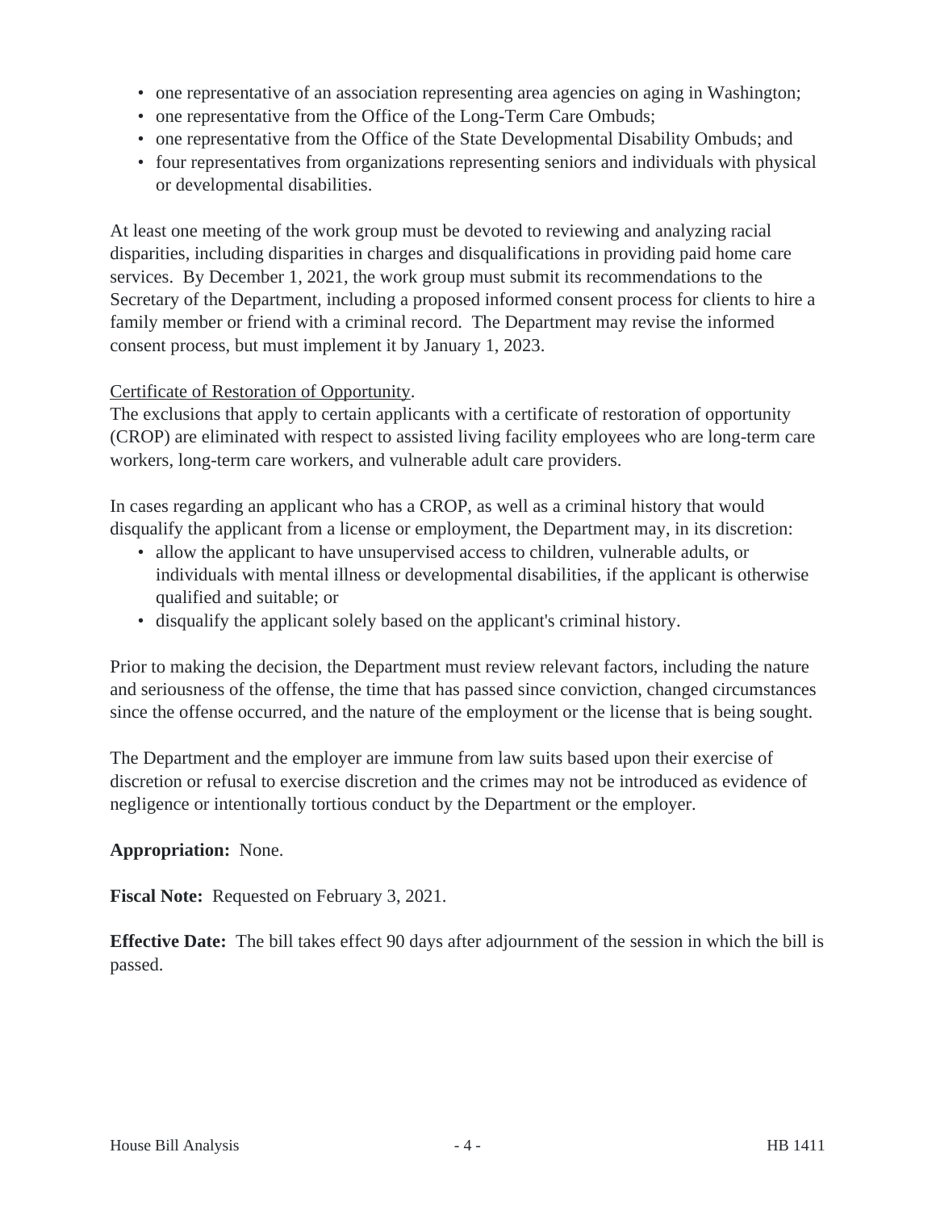- one representative of an association representing area agencies on aging in Washington;
- one representative from the Office of the Long-Term Care Ombuds;
- one representative from the Office of the State Developmental Disability Ombuds; and
- four representatives from organizations representing seniors and individuals with physical or developmental disabilities.

At least one meeting of the work group must be devoted to reviewing and analyzing racial disparities, including disparities in charges and disqualifications in providing paid home care services. By December 1, 2021, the work group must submit its recommendations to the Secretary of the Department, including a proposed informed consent process for clients to hire a family member or friend with a criminal record. The Department may revise the informed consent process, but must implement it by January 1, 2023.

Certificate of Restoration of Opportunity.

The exclusions that apply to certain applicants with a certificate of restoration of opportunity (CROP) are eliminated with respect to assisted living facility employees who are long-term care workers, long-term care workers, and vulnerable adult care providers.

In cases regarding an applicant who has a CROP, as well as a criminal history that would disqualify the applicant from a license or employment, the Department may, in its discretion:

- allow the applicant to have unsupervised access to children, vulnerable adults, or individuals with mental illness or developmental disabilities, if the applicant is otherwise qualified and suitable; or
- disqualify the applicant solely based on the applicant's criminal history.

Prior to making the decision, the Department must review relevant factors, including the nature and seriousness of the offense, the time that has passed since conviction, changed circumstances since the offense occurred, and the nature of the employment or the license that is being sought.

The Department and the employer are immune from law suits based upon their exercise of discretion or refusal to exercise discretion and the crimes may not be introduced as evidence of negligence or intentionally tortious conduct by the Department or the employer.

**Appropriation:** None.

**Fiscal Note:** Requested on February 3, 2021.

**Effective Date:** The bill takes effect 90 days after adjournment of the session in which the bill is passed.